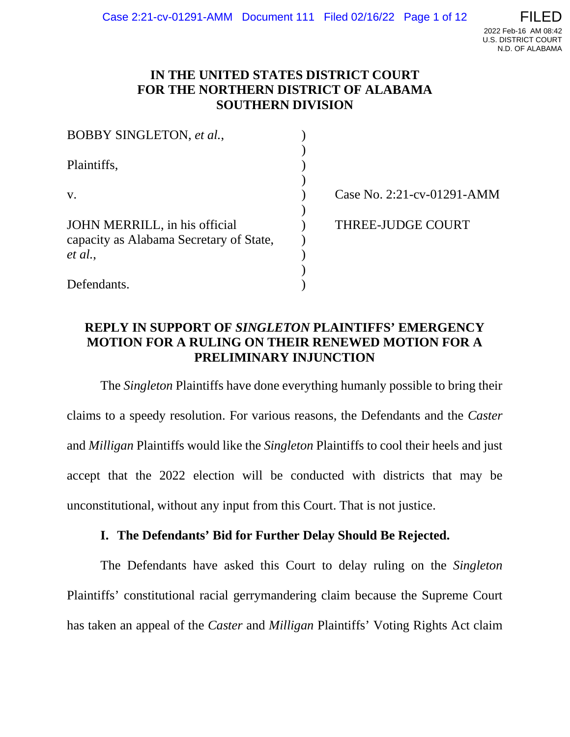# IN THE UNITED STATES DISTRICT COURT FOR THE NORTHERN DISTRICT OF ALABAMA SOUTHERN DIVISION

BOBBY SINGLETON, *et al.*,

Plaintiffs,

v.

JOHN MERRILL, in his official capacity as Alabama Secretary of State, *et al.*,

Defendants.

Case No. 2:21-cv-01291-AMM

THREE-JUDGE COURT

## REPLY IN SUPPORT OF *SINGLETON* PLAINTIFFS' EMERGENCY MOTION FOR A RULING ON THEIR RENEWED MOTION FOR A PRELIMINARY INJUNCTION

The *Singleton* Plaintiffs have done everything humanly possible to bring their claims to a speedy resolution. For various reasons, the Defendants and the *Caster* and *Milligan* Plaintiffs would like the *Singleton* Plaintiffs to cool their heels and just accept that the 2022 election will be conducted with districts that may be unconstitutional, without any input from this Court. That is not justice.

### I. The Defendants' Bid for Further Delay Should Be Rejected.

The Defendants have asked this Court to delay ruling on the *Singleton* Plaintiffs' constitutional racial gerrymandering claim because the Supreme Court has taken an appeal of the *Caster* and *Milligan* Plaintiffs' Voting Rights Act claim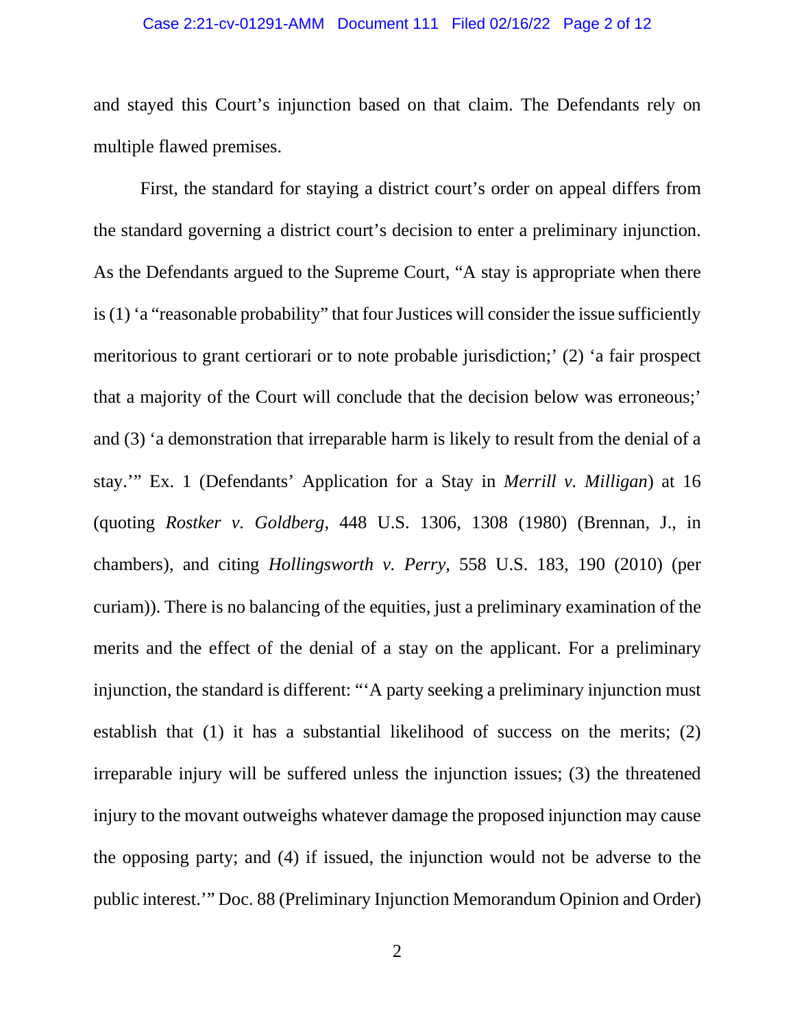and stayed this Court's injunction based on that claim. The Defendants rely on multiple flawed premises.

First, the standard for staying a district court's order on appeal differs from the standard governing a district court's decision to enter a preliminary injunction. As the Defendants argued to the Supreme Court, "A stay is appropriate when there is (1) 'a "reasonable probability" that four Justices will consider the issue sufficiently meritorious to grant certiorari or to note probable jurisdiction;' (2) 'a fair prospect that a majority of the Court will conclude that the decision below was erroneous;' and (3) 'a demonstration that irreparable harm is likely to result from the denial of a stay.'" Ex. 1 (Defendants' Application for a Stay in *Merrill v. Milligan*) at 16 (quoting *Rostker v. Goldberg*, 448 U.S. 1306, 1308 (1980) (Brennan, J., in chambers), and citing *Hollingsworth v. Perry*, 558 U.S. 183, 190 (2010) (per curiam)). There is no balancing of the equities, just a preliminary examination of the merits and the effect of the denial of a stay on the applicant. For a preliminary injunction, the standard is different: "'A party seeking a preliminary injunction must establish that (1) it has a substantial likelihood of success on the merits; (2) irreparable injury will be suffered unless the injunction issues; (3) the threatened injury to the movant outweighs whatever damage the proposed injunction may cause the opposing party; and (4) if issued, the injunction would not be adverse to the public interest.'" Doc. 88 (Preliminary Injunction Memorandum Opinion and Order)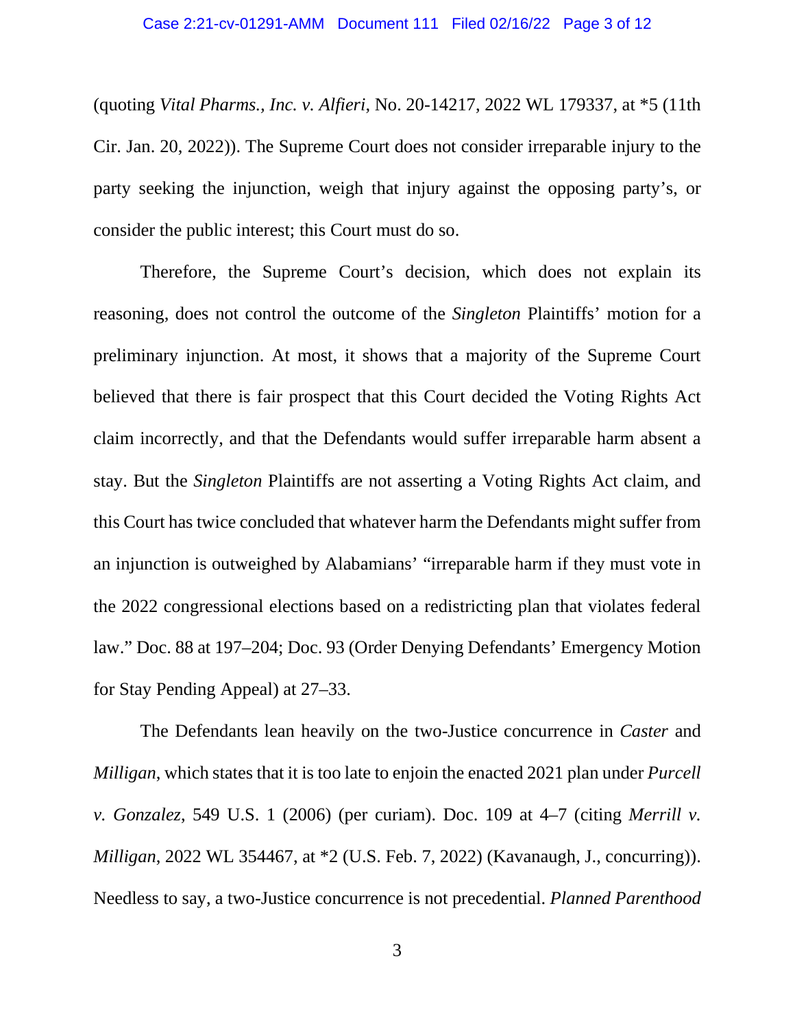(quoting *Vital Pharms., Inc. v. Alfieri*, No. 20-14217, 2022 WL 179337, at *5 (11th Cir. Jan. 20, 2022)). The Supreme Court does not consider irreparable injury to the party seeking the injunction, weigh that injury against the opposing party's, or consider the public interest; this Court must do so.

Therefore, the Supreme Court's decision, which does not explain its reasoning, does not control the outcome of the *Singleton* Plaintiffs' motion for a preliminary injunction. At most, it shows that a majority of the Supreme Court believed that there is fair prospect that this Court decided the Voting Rights Act claim incorrectly, and that the Defendants would suffer irreparable harm absent a stay. But the *Singleton* Plaintiffs are not asserting a Voting Rights Act claim, and this Court has twice concluded that whatever harm the Defendants might suffer from an injunction is outweighed by Alabamians' "irreparable harm if they must vote in the 2022 congressional elections based on a redistricting plan that violates federal law." Doc. 88 at 197–204; Doc. 93 (Order Denying Defendants' Emergency Motion for Stay Pending Appeal) at 27–33.

The Defendants lean heavily on the two-Justice concurrence in *Caster* and *Milligan*, which states that it is too late to enjoin the enacted 2021 plan under *Purcell v. Gonzalez*, 549 U.S. 1 (2006) (per curiam). Doc. 109 at 4–7 (citing *Merrill v. Milligan*, 2022 WL 354467, at *2 (U.S. Feb. 7, 2022) (Kavanaugh, J., concurring)). Needless to say, a two-Justice concurrence is not precedential. *Planned Parenthood*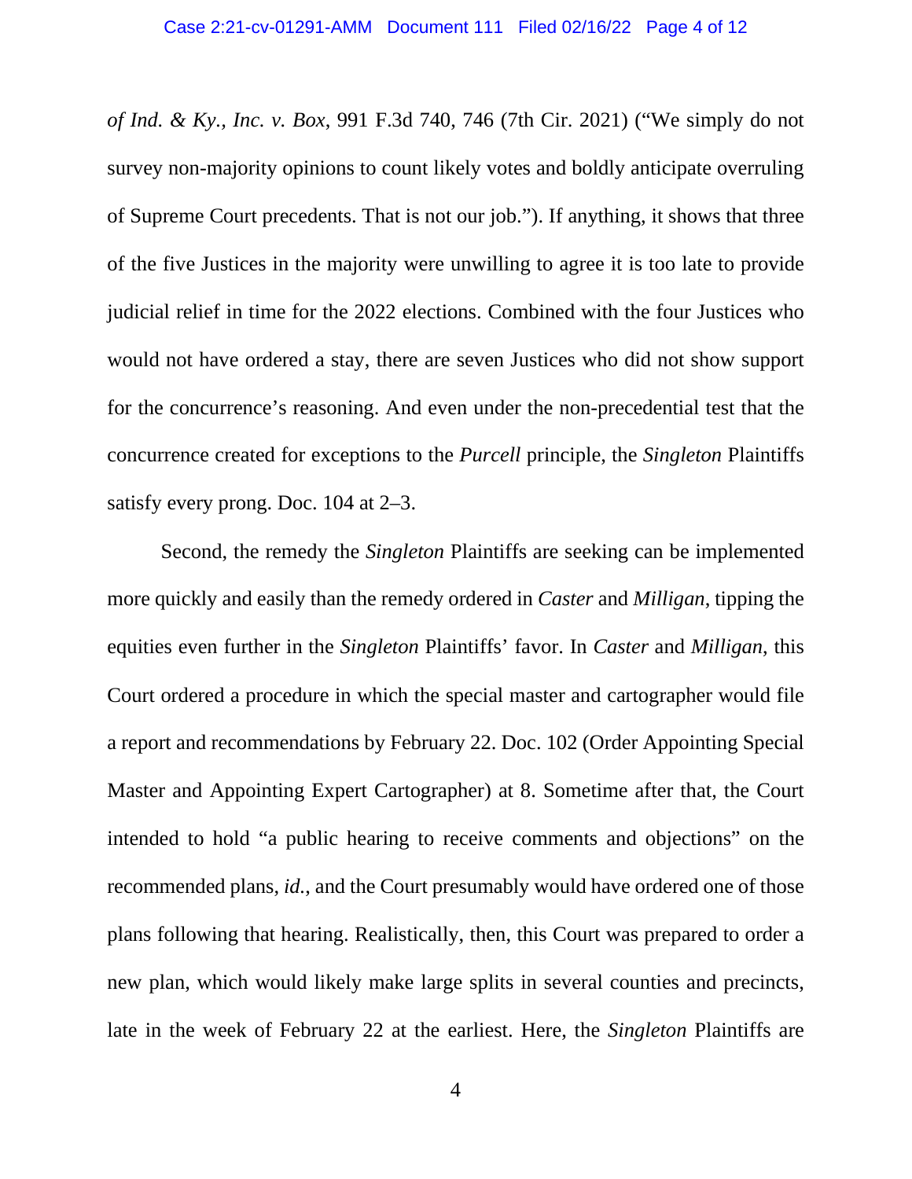*of Ind. & Ky., Inc. v. Box*, 991 F.3d 740, 746 (7th Cir. 2021) ("We simply do not survey non-majority opinions to count likely votes and boldly anticipate overruling of Supreme Court precedents. That is not our job."). If anything, it shows that three of the five Justices in the majority were unwilling to agree it is too late to provide judicial relief in time for the 2022 elections. Combined with the four Justices who would not have ordered a stay, there are seven Justices who did not show support for the concurrence's reasoning. And even under the non-precedential test that the concurrence created for exceptions to the *Purcell* principle, the *Singleton* Plaintiffs satisfy every prong. Doc. 104 at 2–3.

Second, the remedy the *Singleton* Plaintiffs are seeking can be implemented more quickly and easily than the remedy ordered in *Caster* and *Milligan*, tipping the equities even further in the *Singleton* Plaintiffs' favor. In *Caster* and *Milligan*, this Court ordered a procedure in which the special master and cartographer would file a report and recommendations by February 22. Doc. 102 (Order Appointing Special Master and Appointing Expert Cartographer) at 8. Sometime after that, the Court intended to hold "a public hearing to receive comments and objections" on the recommended plans, *id.*, and the Court presumably would have ordered one of those plans following that hearing. Realistically, then, this Court was prepared to order a new plan, which would likely make large splits in several counties and precincts, late in the week of February 22 at the earliest. Here, the *Singleton* Plaintiffs are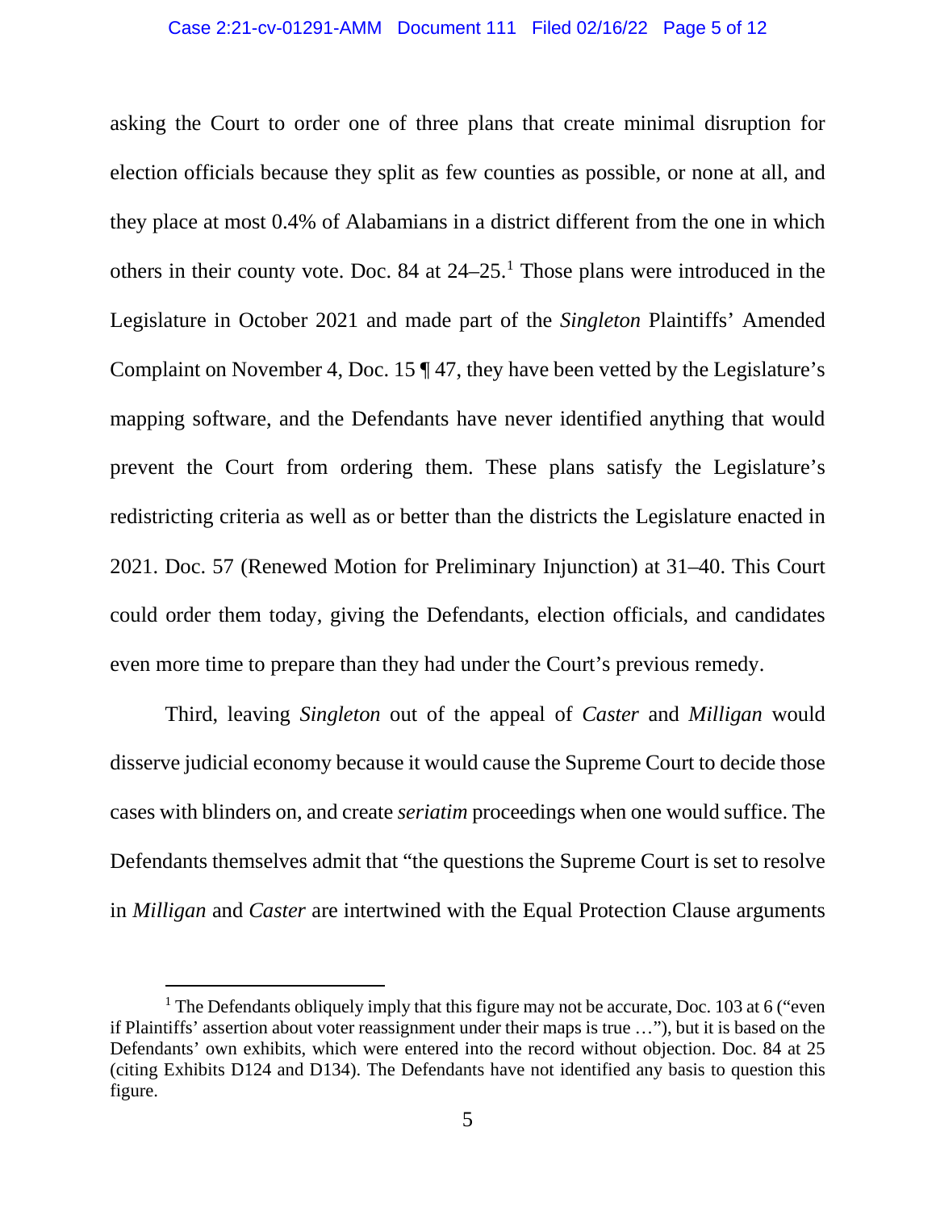asking the Court to order one of three plans that create minimal disruption for election officials because they split as few counties as possible, or none at all, and they place at most 0.4% of Alabamians in a district different from the one in which others in their county vote. Doc. 84 at 24–25.[1] Those plans were introduced in the Legislature in October 2021 and made part of the *Singleton* Plaintiffs' Amended Complaint on November 4, Doc. 15 ¶ 47, they have been vetted by the Legislature's mapping software, and the Defendants have never identified anything that would prevent the Court from ordering them. These plans satisfy the Legislature's redistricting criteria as well as or better than the districts the Legislature enacted in 2021. Doc. 57 (Renewed Motion for Preliminary Injunction) at 31–40. This Court could order them today, giving the Defendants, election officials, and candidates even more time to prepare than they had under the Court's previous remedy.

Third, leaving *Singleton* out of the appeal of *Caster* and *Milligan* would disserve judicial economy because it would cause the Supreme Court to decide those cases with blinders on, and create *seriatim* proceedings when one would suffice. The Defendants themselves admit that "the questions the Supreme Court is set to resolve in *Milligan* and *Caster* are intertwined with the Equal Protection Clause arguments

[1] The Defendants obliquely imply that this figure may not be accurate, Doc. 103 at 6 ("even if Plaintiffs' assertion about voter reassignment under their maps is true …"), but it is based on the Defendants' own exhibits, which were entered into the record without objection. Doc. 84 at 25 (citing Exhibits D124 and D134). The Defendants have not identified any basis to question this figure.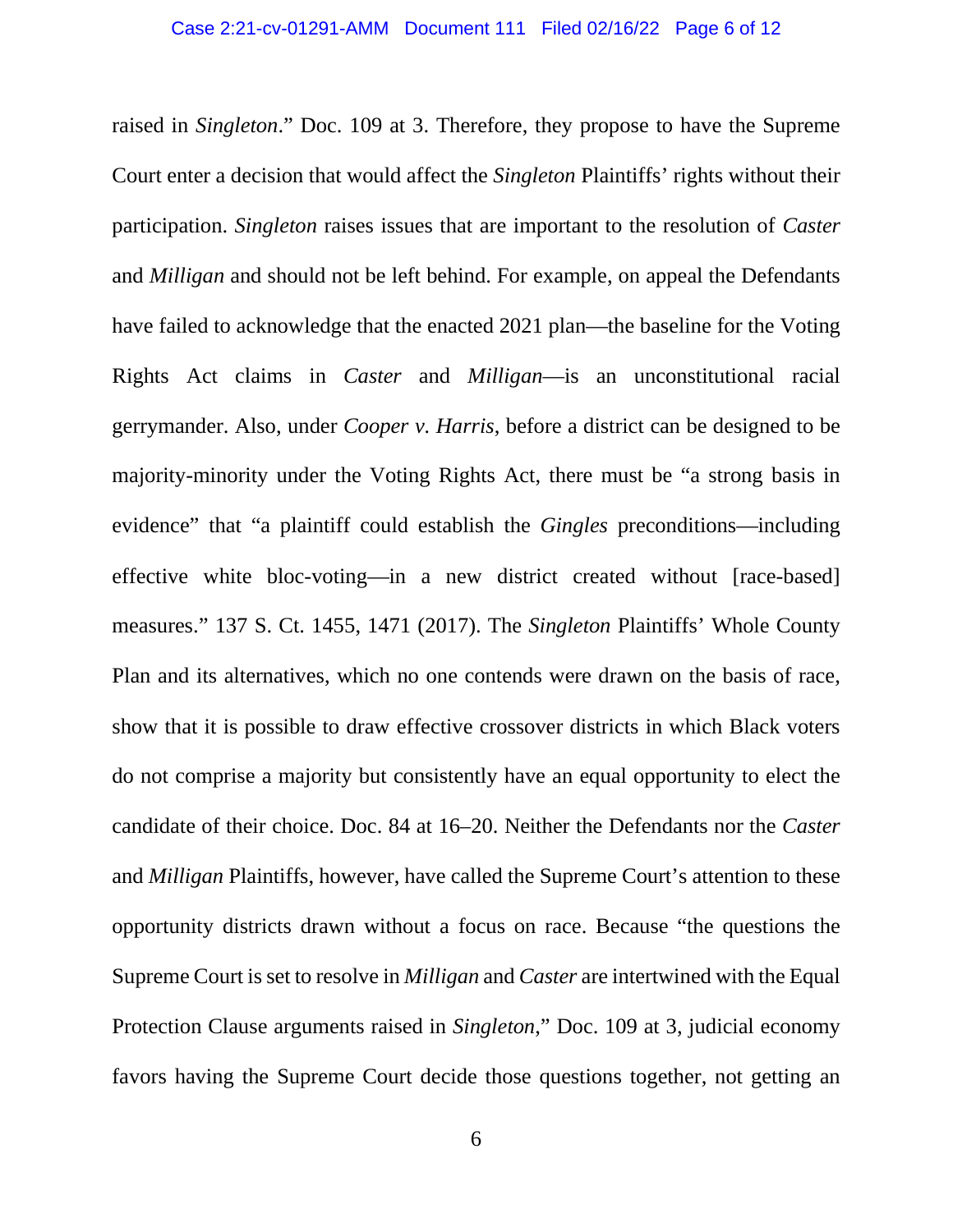raised in *Singleton*." Doc. 109 at 3. Therefore, they propose to have the Supreme Court enter a decision that would affect the *Singleton* Plaintiffs' rights without their participation. *Singleton* raises issues that are important to the resolution of *Caster* and *Milligan* and should not be left behind. For example, on appeal the Defendants have failed to acknowledge that the enacted 2021 plan—the baseline for the Voting Rights Act claims in *Caster* and *Milligan*—is an unconstitutional racial gerrymander. Also, under *Cooper v. Harris*, before a district can be designed to be majority-minority under the Voting Rights Act, there must be "a strong basis in evidence" that "a plaintiff could establish the *Gingles* preconditions—including effective white bloc-voting—in a new district created without [race-based] measures." 137 S. Ct. 1455, 1471 (2017). The *Singleton* Plaintiffs' Whole County Plan and its alternatives, which no one contends were drawn on the basis of race, show that it is possible to draw effective crossover districts in which Black voters do not comprise a majority but consistently have an equal opportunity to elect the candidate of their choice. Doc. 84 at 16–20. Neither the Defendants nor the *Caster* and *Milligan* Plaintiffs, however, have called the Supreme Court's attention to these opportunity districts drawn without a focus on race. Because "the questions the Supreme Court is set to resolve in *Milligan* and *Caster* are intertwined with the Equal Protection Clause arguments raised in *Singleton*," Doc. 109 at 3, judicial economy favors having the Supreme Court decide those questions together, not getting an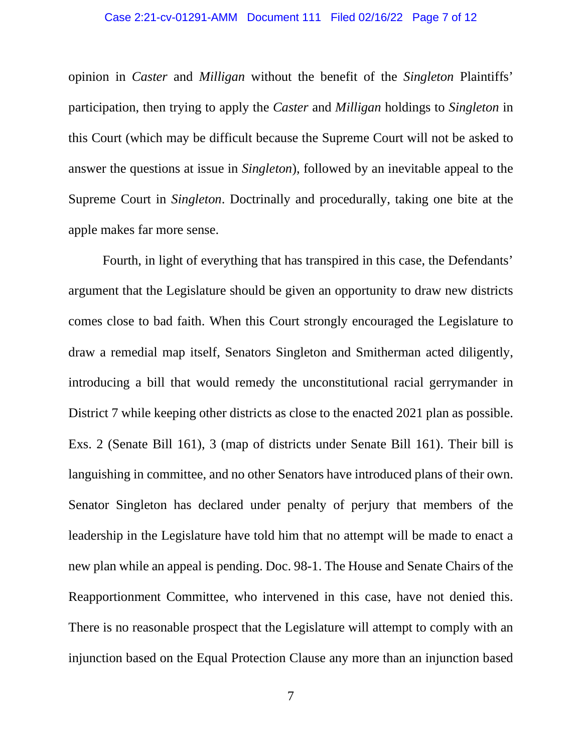opinion in *Caster* and *Milligan* without the benefit of the *Singleton* Plaintiffs' participation, then trying to apply the *Caster* and *Milligan* holdings to *Singleton* in this Court (which may be difficult because the Supreme Court will not be asked to answer the questions at issue in *Singleton*), followed by an inevitable appeal to the Supreme Court in *Singleton*. Doctrinally and procedurally, taking one bite at the apple makes far more sense.

Fourth, in light of everything that has transpired in this case, the Defendants' argument that the Legislature should be given an opportunity to draw new districts comes close to bad faith. When this Court strongly encouraged the Legislature to draw a remedial map itself, Senators Singleton and Smitherman acted diligently, introducing a bill that would remedy the unconstitutional racial gerrymander in District 7 while keeping other districts as close to the enacted 2021 plan as possible. Exs. 2 (Senate Bill 161), 3 (map of districts under Senate Bill 161). Their bill is languishing in committee, and no other Senators have introduced plans of their own. Senator Singleton has declared under penalty of perjury that members of the leadership in the Legislature have told him that no attempt will be made to enact a new plan while an appeal is pending. Doc. 98-1. The House and Senate Chairs of the Reapportionment Committee, who intervened in this case, have not denied this. There is no reasonable prospect that the Legislature will attempt to comply with an injunction based on the Equal Protection Clause any more than an injunction based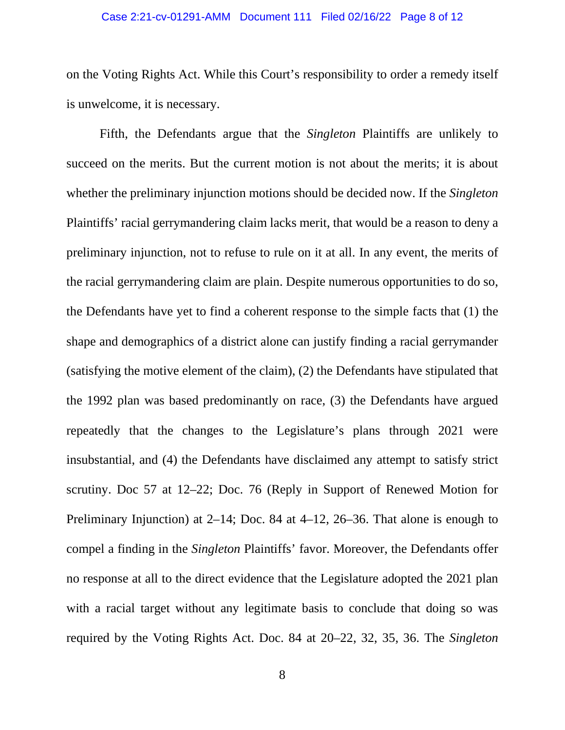on the Voting Rights Act. While this Court's responsibility to order a remedy itself is unwelcome, it is necessary.

Fifth, the Defendants argue that the *Singleton* Plaintiffs are unlikely to succeed on the merits. But the current motion is not about the merits; it is about whether the preliminary injunction motions should be decided now. If the *Singleton* Plaintiffs' racial gerrymandering claim lacks merit, that would be a reason to deny a preliminary injunction, not to refuse to rule on it at all. In any event, the merits of the racial gerrymandering claim are plain. Despite numerous opportunities to do so, the Defendants have yet to find a coherent response to the simple facts that (1) the shape and demographics of a district alone can justify finding a racial gerrymander (satisfying the motive element of the claim), (2) the Defendants have stipulated that the 1992 plan was based predominantly on race, (3) the Defendants have argued repeatedly that the changes to the Legislature's plans through 2021 were insubstantial, and (4) the Defendants have disclaimed any attempt to satisfy strict scrutiny. Doc 57 at 12–22; Doc. 76 (Reply in Support of Renewed Motion for Preliminary Injunction) at 2–14; Doc. 84 at 4–12, 26–36. That alone is enough to compel a finding in the *Singleton* Plaintiffs' favor. Moreover, the Defendants offer no response at all to the direct evidence that the Legislature adopted the 2021 plan with a racial target without any legitimate basis to conclude that doing so was required by the Voting Rights Act. Doc. 84 at 20–22, 32, 35, 36. The *Singleton*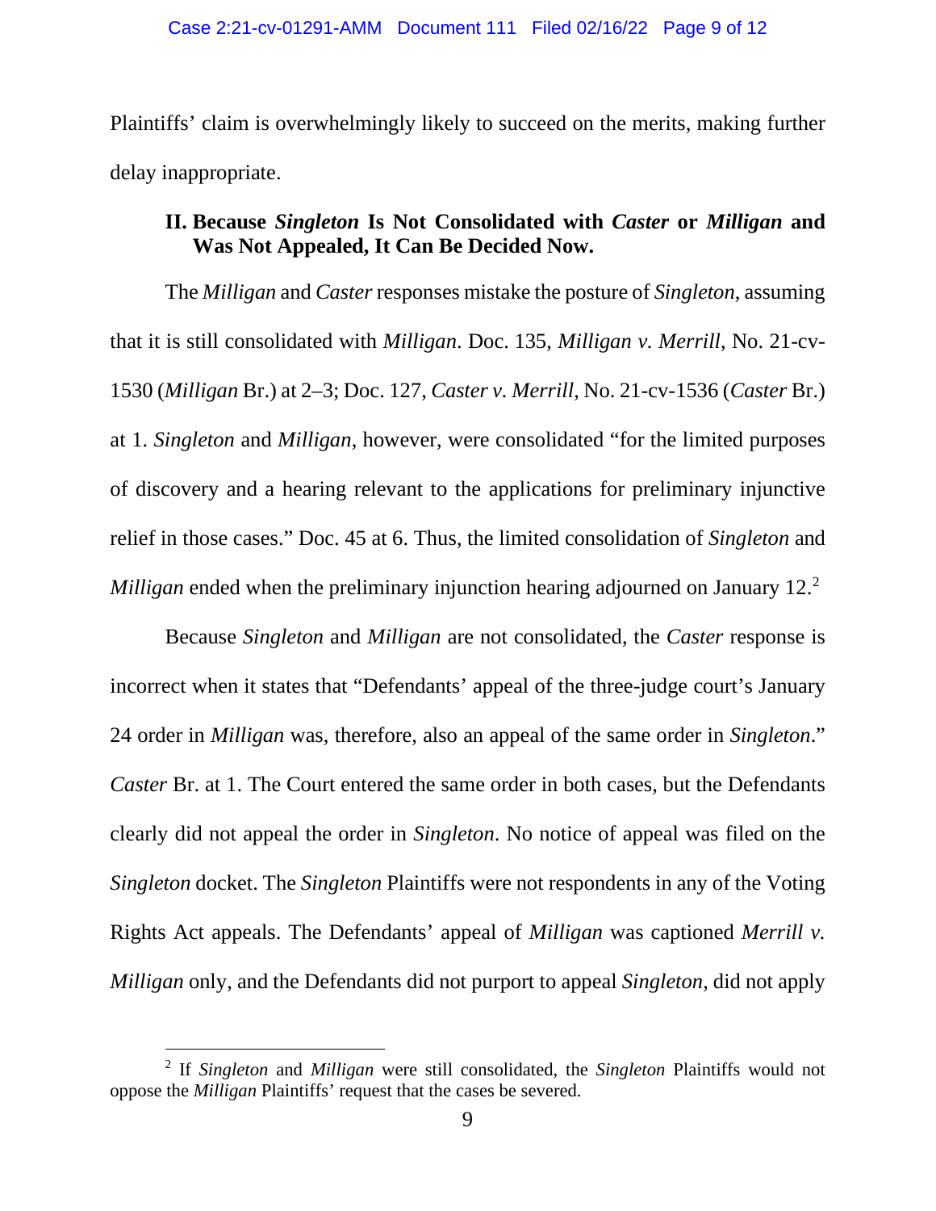Plaintiffs' claim is overwhelmingly likely to succeed on the merits, making further delay inappropriate.

## II. Because *Singleton* Is Not Consolidated with *Caster* or *Milligan* and Was Not Appealed, It Can Be Decided Now.

The *Milligan* and *Caster* responses mistake the posture of *Singleton*, assuming that it is still consolidated with *Milligan*. Doc. 135, *Milligan v. Merrill*, No. 21-cv-1530 (*Milligan* Br.) at 2–3; Doc. 127, *Caster v. Merrill*, No. 21-cv-1536 (*Caster* Br.) at 1. *Singleton* and *Milligan*, however, were consolidated "for the limited purposes of discovery and a hearing relevant to the applications for preliminary injunctive relief in those cases." Doc. 45 at 6. Thus, the limited consolidation of *Singleton* and *Milligan* ended when the preliminary injunction hearing adjourned on January 12.[2]

Because *Singleton* and *Milligan* are not consolidated, the *Caster* response is incorrect when it states that "Defendants' appeal of the three-judge court's January 24 order in *Milligan* was, therefore, also an appeal of the same order in *Singleton*." *Caster* Br. at 1. The Court entered the same order in both cases, but the Defendants clearly did not appeal the order in *Singleton*. No notice of appeal was filed on the *Singleton* docket. The *Singleton* Plaintiffs were not respondents in any of the Voting Rights Act appeals. The Defendants' appeal of *Milligan* was captioned *Merrill v. Milligan* only, and the Defendants did not purport to appeal *Singleton*, did not apply

[2] If *Singleton* and *Milligan* were still consolidated, the *Singleton* Plaintiffs would not oppose the *Milligan* Plaintiffs' request that the cases be severed.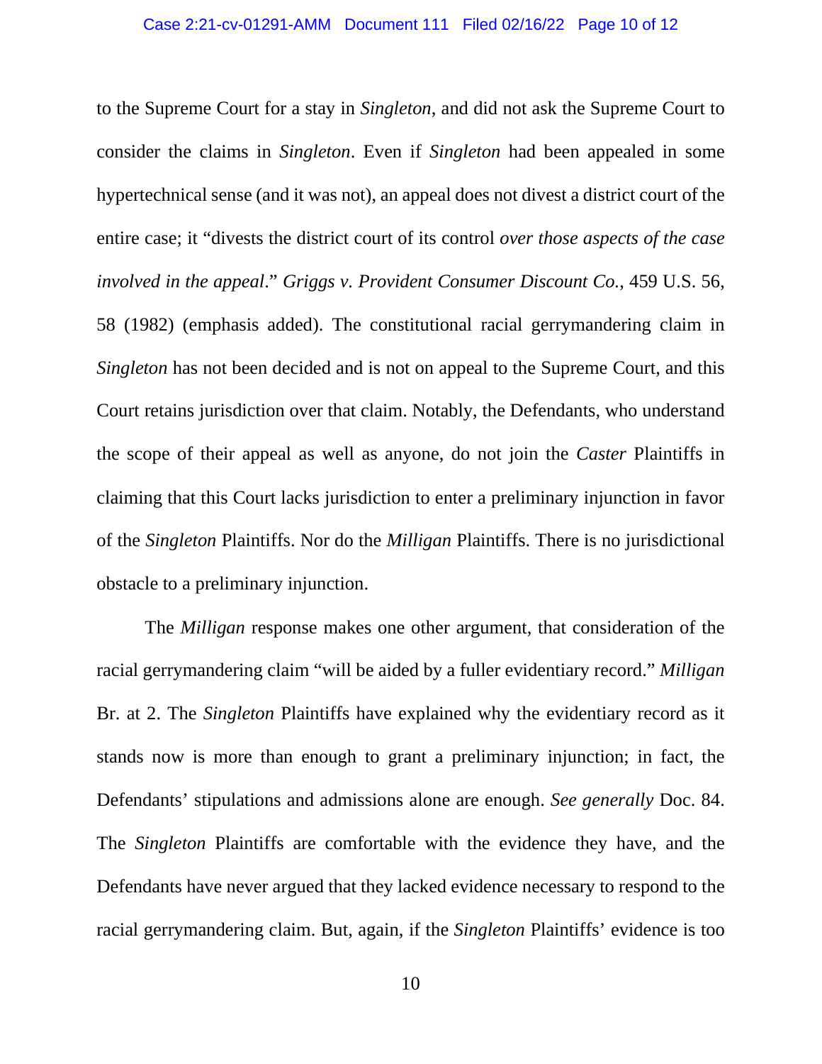to the Supreme Court for a stay in *Singleton*, and did not ask the Supreme Court to consider the claims in *Singleton*. Even if *Singleton* had been appealed in some hypertechnical sense (and it was not), an appeal does not divest a district court of the entire case; it "divests the district court of its control *over those aspects of the case involved in the appeal*." *Griggs v. Provident Consumer Discount Co.*, 459 U.S. 56, 58 (1982) (emphasis added). The constitutional racial gerrymandering claim in *Singleton* has not been decided and is not on appeal to the Supreme Court, and this Court retains jurisdiction over that claim. Notably, the Defendants, who understand the scope of their appeal as well as anyone, do not join the *Caster* Plaintiffs in claiming that this Court lacks jurisdiction to enter a preliminary injunction in favor of the *Singleton* Plaintiffs. Nor do the *Milligan* Plaintiffs. There is no jurisdictional obstacle to a preliminary injunction.

The *Milligan* response makes one other argument, that consideration of the racial gerrymandering claim "will be aided by a fuller evidentiary record." *Milligan* Br. at 2. The *Singleton* Plaintiffs have explained why the evidentiary record as it stands now is more than enough to grant a preliminary injunction; in fact, the Defendants' stipulations and admissions alone are enough. *See generally* Doc. 84. The *Singleton* Plaintiffs are comfortable with the evidence they have, and the Defendants have never argued that they lacked evidence necessary to respond to the racial gerrymandering claim. But, again, if the *Singleton* Plaintiffs' evidence is too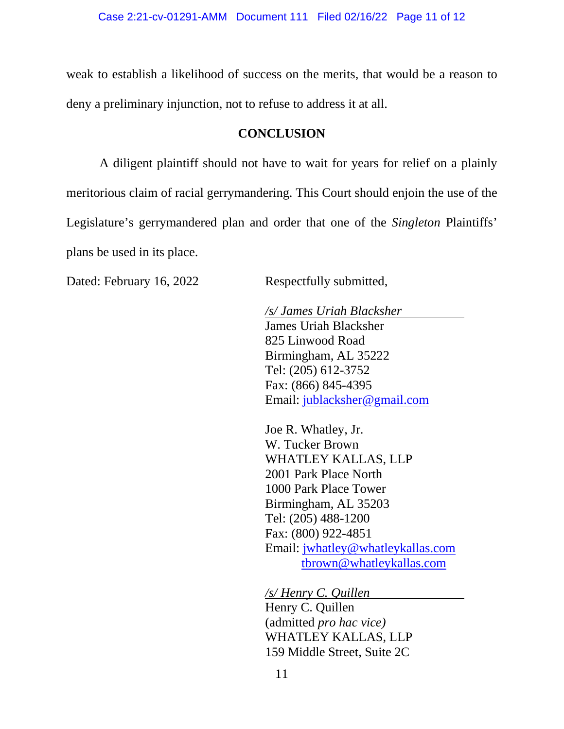weak to establish a likelihood of success on the merits, that would be a reason to deny a preliminary injunction, not to refuse to address it at all.

## CONCLUSION

A diligent plaintiff should not have to wait for years for relief on a plainly meritorious claim of racial gerrymandering. This Court should enjoin the use of the Legislature's gerrymandered plan and order that one of the *Singleton* Plaintiffs' plans be used in its place.

Dated: February 16, 2022

Respectfully submitted,

*/s/ James Uriah Blacksher*
James Uriah Blacksher
825 Linwood Road
Birmingham, AL 35222
Tel: (205) 612-3752
Fax: (866) 845-4395
Email: jublacksher@gmail.com

Joe R. Whatley, Jr.
W. Tucker Brown
WHATLEY KALLAS, LLP
2001 Park Place North
1000 Park Place Tower
Birmingham, AL 35203
Tel: (205) 488-1200
Fax: (800) 922-4851
Email: jwhatley@whatleykallas.com
tbrown@whatleykallas.com

*/s/ Henry C. Quillen*
Henry C. Quillen
(admitted *pro hac vice)*
WHATLEY KALLAS, LLP
159 Middle Street, Suite 2C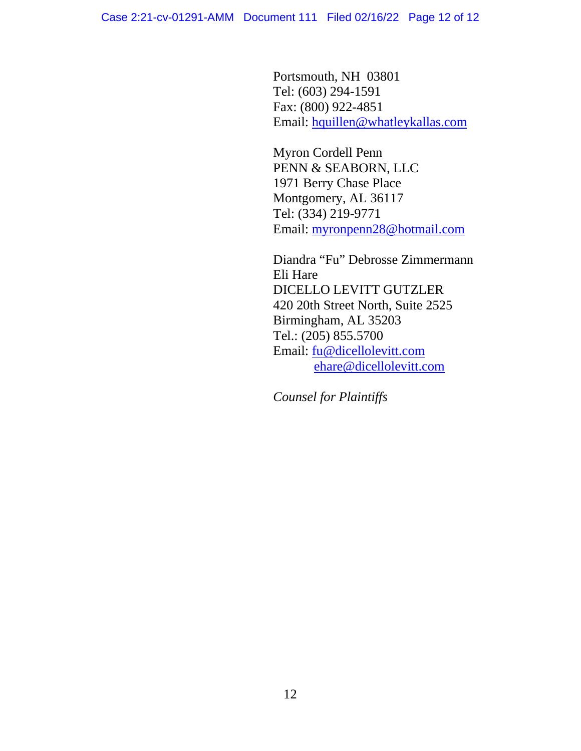Portsmouth, NH 03801
Tel: (603) 294-1591
Fax: (800) 922-4851
Email: hquillen@whatleykallas.com

Myron Cordell Penn
PENN & SEABORN, LLC
1971 Berry Chase Place
Montgomery, AL 36117
Tel: (334) 219-9771
Email: myronpenn28@hotmail.com

Diandra "Fu" Debrosse Zimmermann
Eli Hare
DICELLO LEVITT GUTZLER
420 20th Street North, Suite 2525
Birmingham, AL 35203
Tel.: (205) 855.5700
Email: fu@dicellolevitt.com
ehare@dicellolevitt.com

*Counsel for Plaintiffs*